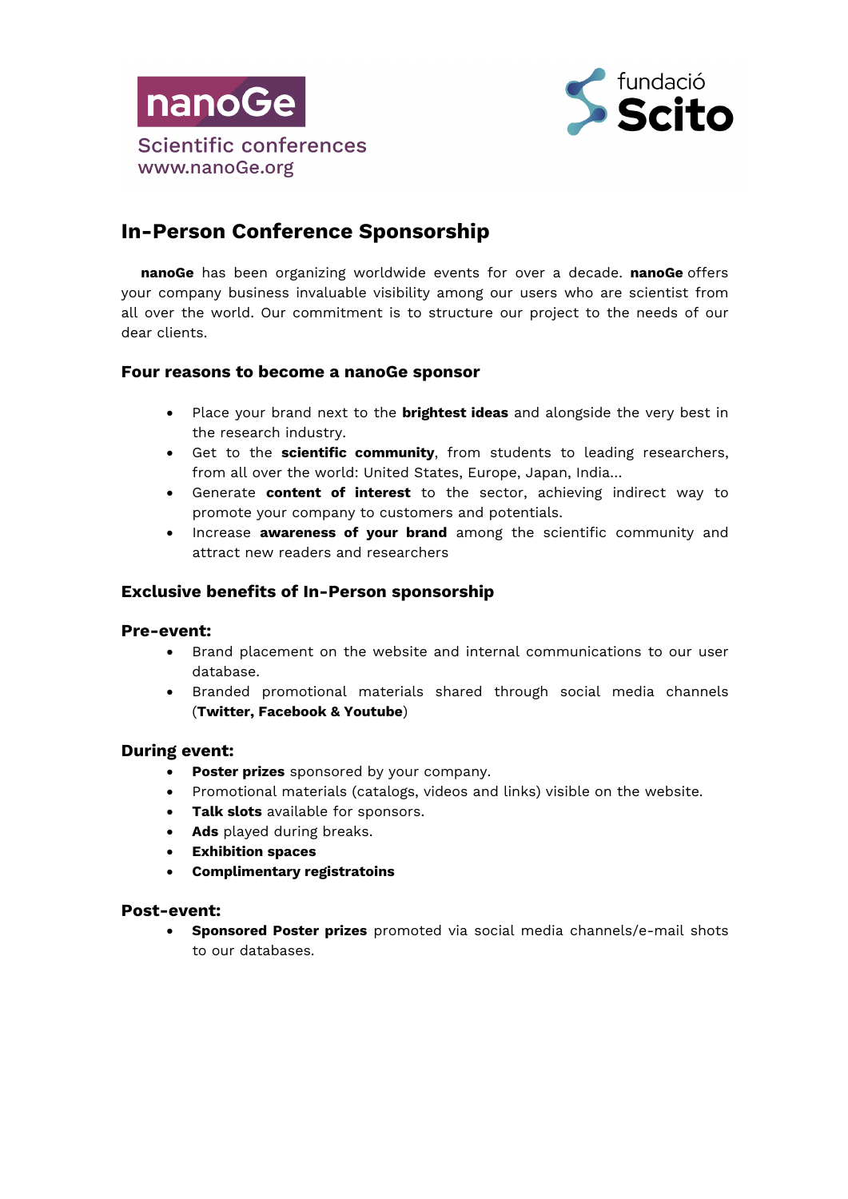nanoGe

Scientific conferences
www.nanoGe.org

fundació Scito

# In-Person Conference Sponsorship

**nanoGe** has been organizing worldwide events for over a decade. **nanoGe** offers your company business invaluable visibility among our users who are scientist from all over the world. Our commitment is to structure our project to the needs of our dear clients.

## Four reasons to become a nanoGe sponsor

- Place your brand next to the **brightest ideas** and alongside the very best in the research industry.
- Get to the **scientific community**, from students to leading researchers, from all over the world: United States, Europe, Japan, India...
- Generate **content of interest** to the sector, achieving indirect way to promote your company to customers and potentials.
- Increase **awareness of your brand** among the scientific community and attract new readers and researchers

## Exclusive benefits of In-Person sponsorship

### Pre-event:

- Brand placement on the website and internal communications to our user database.
- Branded promotional materials shared through social media channels (**Twitter, Facebook & Youtube**)

### During event:

- **Poster prizes** sponsored by your company.
- Promotional materials (catalogs, videos and links) visible on the website.
- **Talk slots** available for sponsors.
- **Ads** played during breaks.
- **Exhibition spaces**
- **Complimentary registratoins**

### Post-event:

- **Sponsored Poster prizes** promoted via social media channels/e-mail shots to our databases.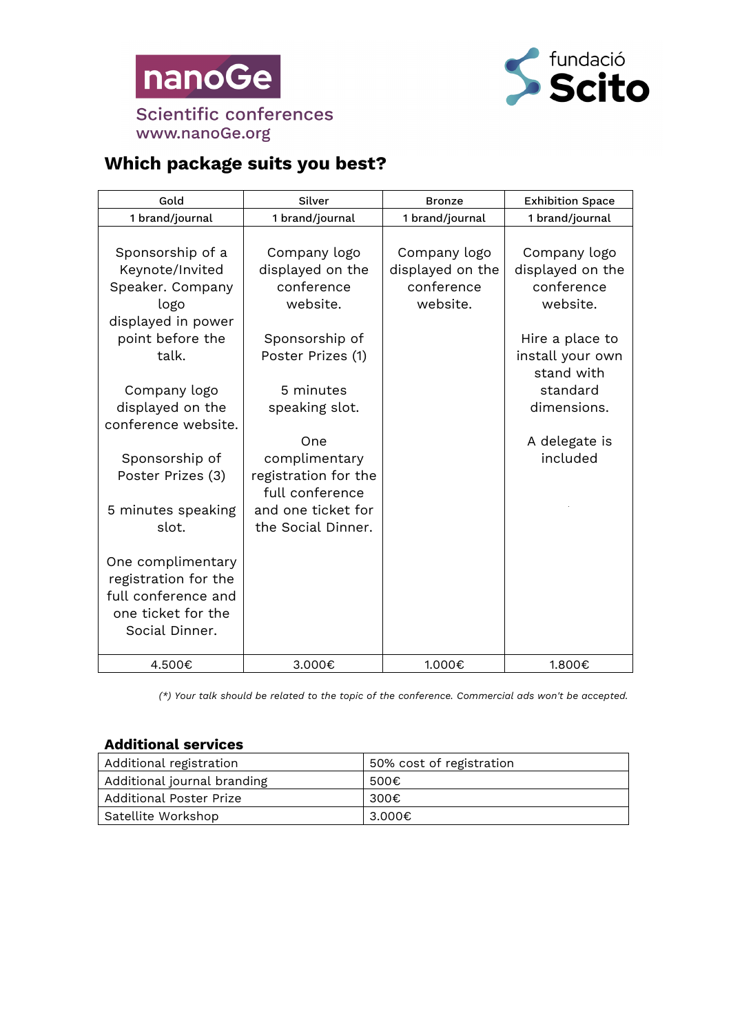nanoGe

Scientific conferences

www.nanoGe.org

fundació Scito

## Which package suits you best?

| Gold | Silver | Bronze | Exhibition Space |
|---|---|---|---|
| 1 brand/journal | 1 brand/journal | 1 brand/journal | 1 brand/journal |
| Sponsorship of a Keynote/Invited Speaker. Company logo displayed in power point before the talk.<br><br>Company logo displayed on the conference website.<br><br>Sponsorship of Poster Prizes (3)<br><br>5 minutes speaking slot.<br><br>One complimentary registration for the full conference and one ticket for the Social Dinner. | Company logo displayed on the conference website.<br><br>Sponsorship of Poster Prizes (1)<br><br>5 minutes speaking slot.<br><br>One complimentary registration for the full conference and one ticket for the Social Dinner. | Company logo displayed on the conference website. | Company logo displayed on the conference website.<br><br>Hire a place to install your own stand with standard dimensions.<br><br>A delegate is included |
| 4.500€ | 3.000€ | 1.000€ | 1.800€ |

*(*) Your talk should be related to the topic of the conference. Commercial ads won't be accepted.*

### Additional services

| | |
|---|---|
| Additional registration | 50% cost of registration |
| Additional journal branding | 500€ |
| Additional Poster Prize | 300€ |
| Satellite Workshop | 3.000€ |